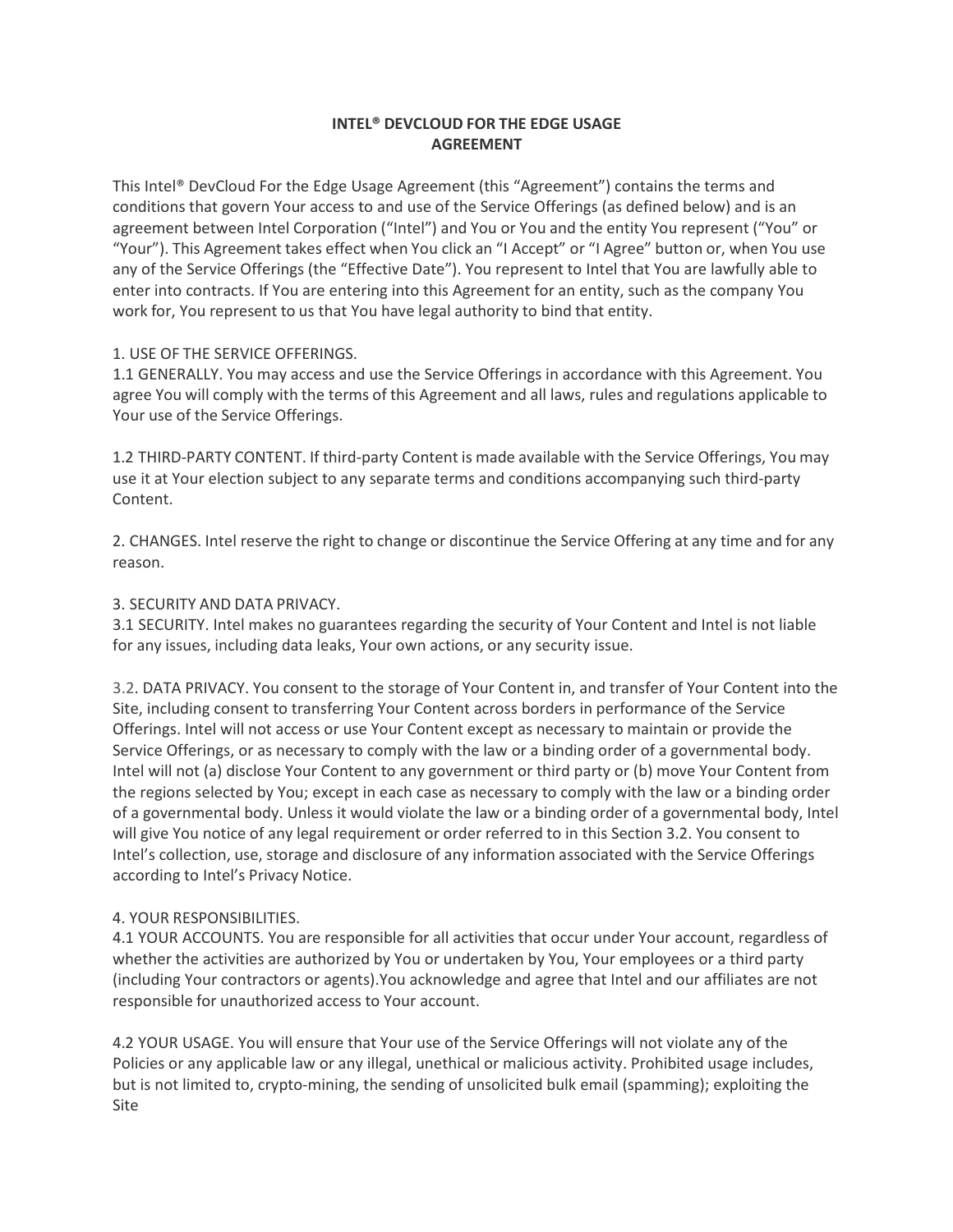# INTEL® DEVCLOUD FOR THE EDGE USAGE AGREEMENT

This Intel® DevCloud For the Edge Usage Agreement (this "Agreement") contains the terms and conditions that govern Your access to and use of the Service Offerings (as defined below) and is an agreement between Intel Corporation ("Intel") and You or You and the entity You represent ("You" or "Your"). This Agreement takes effect when You click an "I Accept" or "I Agree" button or, when You use any of the Service Offerings (the "Effective Date"). You represent to Intel that You are lawfully able to enter into contracts. If You are entering into this Agreement for an entity, such as the company You work for, You represent to us that You have legal authority to bind that entity.

1. USE OF THE SERVICE OFFERINGS.

1.1 GENERALLY. You may access and use the Service Offerings in accordance with this Agreement. You agree You will comply with the terms of this Agreement and all laws, rules and regulations applicable to Your use of the Service Offerings.

1.2 THIRD-PARTY CONTENT. If third-party Content is made available with the Service Offerings, You may use it at Your election subject to any separate terms and conditions accompanying such third-party Content.

2. CHANGES. Intel reserve the right to change or discontinue the Service Offering at any time and for any reason.

3. SECURITY AND DATA PRIVACY.

3.1 SECURITY. Intel makes no guarantees regarding the security of Your Content and Intel is not liable for any issues, including data leaks, Your own actions, or any security issue.

3.2. DATA PRIVACY. You consent to the storage of Your Content in, and transfer of Your Content into the Site, including consent to transferring Your Content across borders in performance of the Service Offerings. Intel will not access or use Your Content except as necessary to maintain or provide the Service Offerings, or as necessary to comply with the law or a binding order of a governmental body. Intel will not (a) disclose Your Content to any government or third party or (b) move Your Content from the regions selected by You; except in each case as necessary to comply with the law or a binding order of a governmental body. Unless it would violate the law or a binding order of a governmental body, Intel will give You notice of any legal requirement or order referred to in this Section 3.2. You consent to Intel's collection, use, storage and disclosure of any information associated with the Service Offerings according to Intel's Privacy Notice.

4. YOUR RESPONSIBILITIES.

4.1 YOUR ACCOUNTS. You are responsible for all activities that occur under Your account, regardless of whether the activities are authorized by You or undertaken by You, Your employees or a third party (including Your contractors or agents).You acknowledge and agree that Intel and our affiliates are not responsible for unauthorized access to Your account.

4.2 YOUR USAGE. You will ensure that Your use of the Service Offerings will not violate any of the Policies or any applicable law or any illegal, unethical or malicious activity. Prohibited usage includes, but is not limited to, crypto-mining, the sending of unsolicited bulk email (spamming); exploiting the Site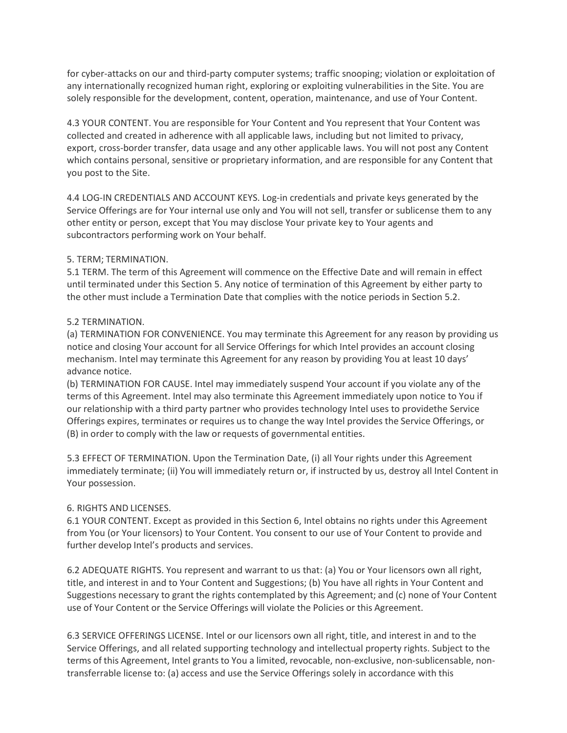for cyber-attacks on our and third-party computer systems; traffic snooping; violation or exploitation of any internationally recognized human right, exploring or exploiting vulnerabilities in the Site. You are solely responsible for the development, content, operation, maintenance, and use of Your Content.

4.3 YOUR CONTENT. You are responsible for Your Content and You represent that Your Content was collected and created in adherence with all applicable laws, including but not limited to privacy, export, cross-border transfer, data usage and any other applicable laws. You will not post any Content which contains personal, sensitive or proprietary information, and are responsible for any Content that you post to the Site.

4.4 LOG-IN CREDENTIALS AND ACCOUNT KEYS. Log-in credentials and private keys generated by the Service Offerings are for Your internal use only and You will not sell, transfer or sublicense them to any other entity or person, except that You may disclose Your private key to Your agents and subcontractors performing work on Your behalf.

5. TERM; TERMINATION.
5.1 TERM. The term of this Agreement will commence on the Effective Date and will remain in effect until terminated under this Section 5. Any notice of termination of this Agreement by either party to the other must include a Termination Date that complies with the notice periods in Section 5.2.

5.2 TERMINATION.
(a) TERMINATION FOR CONVENIENCE. You may terminate this Agreement for any reason by providing us notice and closing Your account for all Service Offerings for which Intel provides an account closing mechanism. Intel may terminate this Agreement for any reason by providing You at least 10 days' advance notice.
(b) TERMINATION FOR CAUSE. Intel may immediately suspend Your account if you violate any of the terms of this Agreement. Intel may also terminate this Agreement immediately upon notice to You if our relationship with a third party partner who provides technology Intel uses to providethe Service Offerings expires, terminates or requires us to change the way Intel provides the Service Offerings, or (B) in order to comply with the law or requests of governmental entities.

5.3 EFFECT OF TERMINATION. Upon the Termination Date, (i) all Your rights under this Agreement immediately terminate; (ii) You will immediately return or, if instructed by us, destroy all Intel Content in Your possession.

6. RIGHTS AND LICENSES.
6.1 YOUR CONTENT. Except as provided in this Section 6, Intel obtains no rights under this Agreement from You (or Your licensors) to Your Content. You consent to our use of Your Content to provide and further develop Intel's products and services.

6.2 ADEQUATE RIGHTS. You represent and warrant to us that: (a) You or Your licensors own all right, title, and interest in and to Your Content and Suggestions; (b) You have all rights in Your Content and Suggestions necessary to grant the rights contemplated by this Agreement; and (c) none of Your Content use of Your Content or the Service Offerings will violate the Policies or this Agreement.

6.3 SERVICE OFFERINGS LICENSE. Intel or our licensors own all right, title, and interest in and to the Service Offerings, and all related supporting technology and intellectual property rights. Subject to the terms of this Agreement, Intel grants to You a limited, revocable, non-exclusive, non-sublicensable, non-transferrable license to: (a) access and use the Service Offerings solely in accordance with this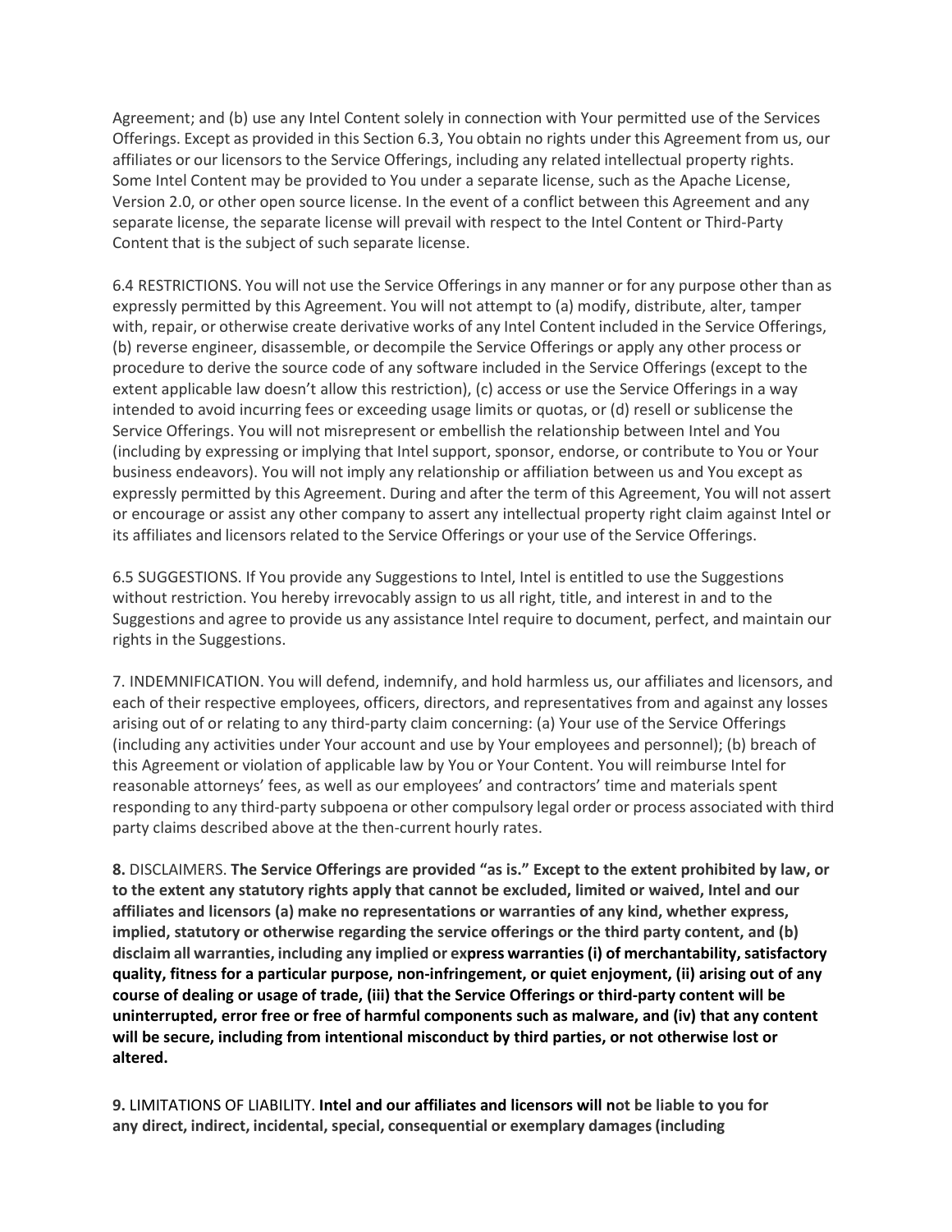Agreement; and (b) use any Intel Content solely in connection with Your permitted use of the Services Offerings. Except as provided in this Section 6.3, You obtain no rights under this Agreement from us, our affiliates or our licensors to the Service Offerings, including any related intellectual property rights. Some Intel Content may be provided to You under a separate license, such as the Apache License, Version 2.0, or other open source license. In the event of a conflict between this Agreement and any separate license, the separate license will prevail with respect to the Intel Content or Third-Party Content that is the subject of such separate license.

6.4 RESTRICTIONS. You will not use the Service Offerings in any manner or for any purpose other than as expressly permitted by this Agreement. You will not attempt to (a) modify, distribute, alter, tamper with, repair, or otherwise create derivative works of any Intel Content included in the Service Offerings, (b) reverse engineer, disassemble, or decompile the Service Offerings or apply any other process or procedure to derive the source code of any software included in the Service Offerings (except to the extent applicable law doesn't allow this restriction), (c) access or use the Service Offerings in a way intended to avoid incurring fees or exceeding usage limits or quotas, or (d) resell or sublicense the Service Offerings. You will not misrepresent or embellish the relationship between Intel and You (including by expressing or implying that Intel support, sponsor, endorse, or contribute to You or Your business endeavors). You will not imply any relationship or affiliation between us and You except as expressly permitted by this Agreement. During and after the term of this Agreement, You will not assert or encourage or assist any other company to assert any intellectual property right claim against Intel or its affiliates and licensors related to the Service Offerings or your use of the Service Offerings.

6.5 SUGGESTIONS. If You provide any Suggestions to Intel, Intel is entitled to use the Suggestions without restriction. You hereby irrevocably assign to us all right, title, and interest in and to the Suggestions and agree to provide us any assistance Intel require to document, perfect, and maintain our rights in the Suggestions.

7. INDEMNIFICATION. You will defend, indemnify, and hold harmless us, our affiliates and licensors, and each of their respective employees, officers, directors, and representatives from and against any losses arising out of or relating to any third-party claim concerning: (a) Your use of the Service Offerings (including any activities under Your account and use by Your employees and personnel); (b) breach of this Agreement or violation of applicable law by You or Your Content. You will reimburse Intel for reasonable attorneys' fees, as well as our employees' and contractors' time and materials spent responding to any third-party subpoena or other compulsory legal order or process associated with third party claims described above at the then-current hourly rates.

**8.** DISCLAIMERS. **The Service Offerings are provided "as is." Except to the extent prohibited by law, or to the extent any statutory rights apply that cannot be excluded, limited or waived, Intel and our affiliates and licensors (a) make no representations or warranties of any kind, whether express, implied, statutory or otherwise regarding the service offerings or the third party content, and (b) disclaim all warranties, including any implied or express warranties (i) of merchantability, satisfactory quality, fitness for a particular purpose, non-infringement, or quiet enjoyment, (ii) arising out of any course of dealing or usage of trade, (iii) that the Service Offerings or third-party content will be uninterrupted, error free or free of harmful components such as malware, and (iv) that any content will be secure, including from intentional misconduct by third parties, or not otherwise lost or altered.**

**9.** LIMITATIONS OF LIABILITY. **Intel and our affiliates and licensors will not be liable to you for any direct, indirect, incidental, special, consequential or exemplary damages (including**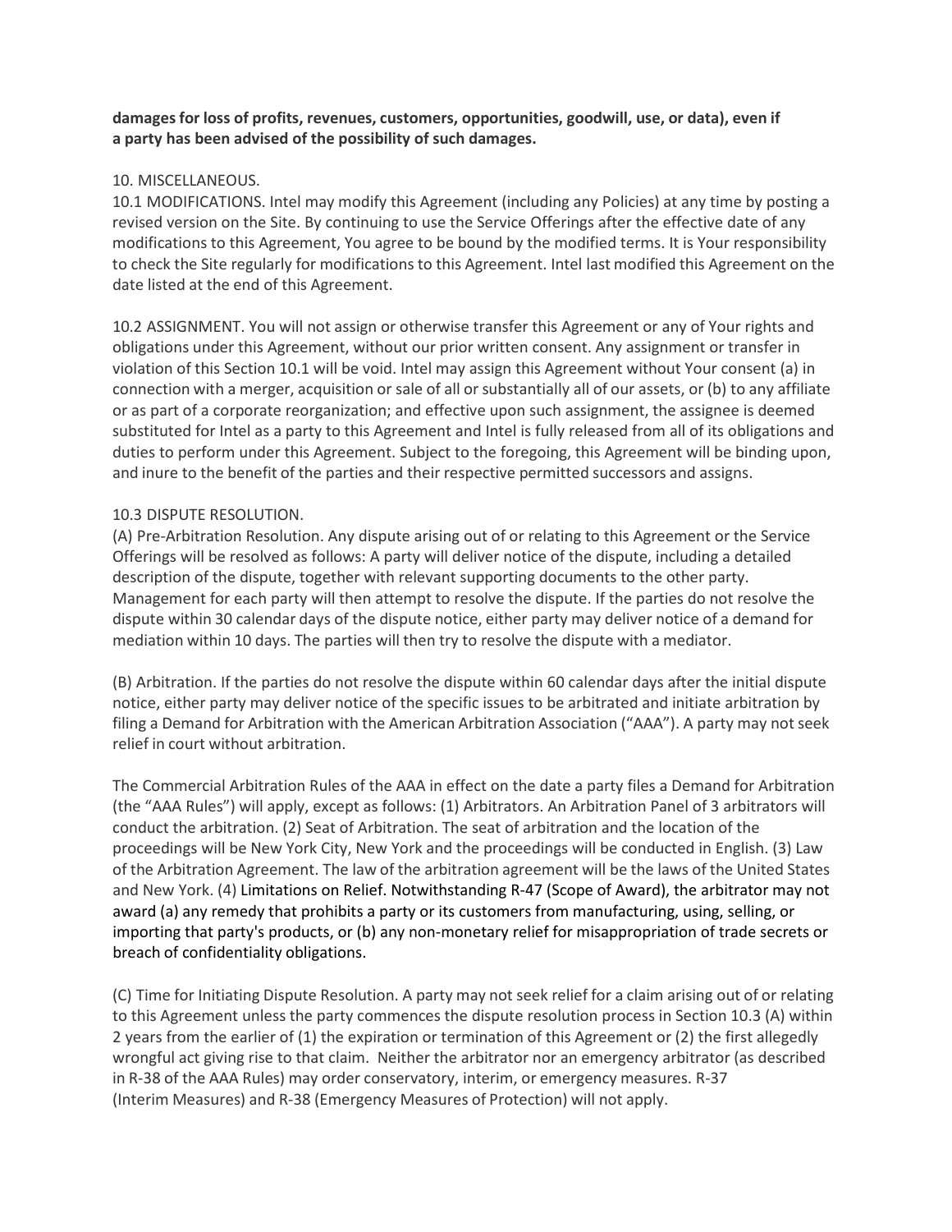**damages for loss of profits, revenues, customers, opportunities, goodwill, use, or data), even if a party has been advised of the possibility of such damages.**

10. MISCELLANEOUS.

10.1 MODIFICATIONS. Intel may modify this Agreement (including any Policies) at any time by posting a revised version on the Site. By continuing to use the Service Offerings after the effective date of any modifications to this Agreement, You agree to be bound by the modified terms. It is Your responsibility to check the Site regularly for modifications to this Agreement. Intel last modified this Agreement on the date listed at the end of this Agreement.

10.2 ASSIGNMENT. You will not assign or otherwise transfer this Agreement or any of Your rights and obligations under this Agreement, without our prior written consent. Any assignment or transfer in violation of this Section 10.1 will be void. Intel may assign this Agreement without Your consent (a) in connection with a merger, acquisition or sale of all or substantially all of our assets, or (b) to any affiliate or as part of a corporate reorganization; and effective upon such assignment, the assignee is deemed substituted for Intel as a party to this Agreement and Intel is fully released from all of its obligations and duties to perform under this Agreement. Subject to the foregoing, this Agreement will be binding upon, and inure to the benefit of the parties and their respective permitted successors and assigns.

10.3 DISPUTE RESOLUTION.

(A) Pre-Arbitration Resolution. Any dispute arising out of or relating to this Agreement or the Service Offerings will be resolved as follows: A party will deliver notice of the dispute, including a detailed description of the dispute, together with relevant supporting documents to the other party. Management for each party will then attempt to resolve the dispute. If the parties do not resolve the dispute within 30 calendar days of the dispute notice, either party may deliver notice of a demand for mediation within 10 days. The parties will then try to resolve the dispute with a mediator.

(B) Arbitration. If the parties do not resolve the dispute within 60 calendar days after the initial dispute notice, either party may deliver notice of the specific issues to be arbitrated and initiate arbitration by filing a Demand for Arbitration with the American Arbitration Association ("AAA"). A party may not seek relief in court without arbitration.

The Commercial Arbitration Rules of the AAA in effect on the date a party files a Demand for Arbitration (the "AAA Rules") will apply, except as follows: (1) Arbitrators. An Arbitration Panel of 3 arbitrators will conduct the arbitration. (2) Seat of Arbitration. The seat of arbitration and the location of the proceedings will be New York City, New York and the proceedings will be conducted in English. (3) Law of the Arbitration Agreement. The law of the arbitration agreement will be the laws of the United States and New York. (4) Limitations on Relief. Notwithstanding R-47 (Scope of Award), the arbitrator may not award (a) any remedy that prohibits a party or its customers from manufacturing, using, selling, or importing that party's products, or (b) any non-monetary relief for misappropriation of trade secrets or breach of confidentiality obligations.

(C) Time for Initiating Dispute Resolution. A party may not seek relief for a claim arising out of or relating to this Agreement unless the party commences the dispute resolution process in Section 10.3 (A) within 2 years from the earlier of (1) the expiration or termination of this Agreement or (2) the first allegedly wrongful act giving rise to that claim. Neither the arbitrator nor an emergency arbitrator (as described in R-38 of the AAA Rules) may order conservatory, interim, or emergency measures. R-37 (Interim Measures) and R-38 (Emergency Measures of Protection) will not apply.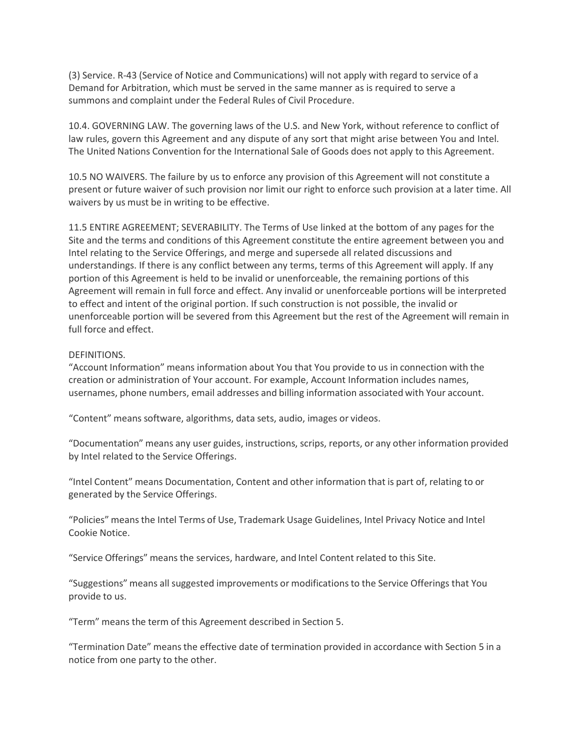(3) Service. R-43 (Service of Notice and Communications) will not apply with regard to service of a Demand for Arbitration, which must be served in the same manner as is required to serve a summons and complaint under the Federal Rules of Civil Procedure.

10.4. GOVERNING LAW. The governing laws of the U.S. and New York, without reference to conflict of law rules, govern this Agreement and any dispute of any sort that might arise between You and Intel. The United Nations Convention for the International Sale of Goods does not apply to this Agreement.

10.5 NO WAIVERS. The failure by us to enforce any provision of this Agreement will not constitute a present or future waiver of such provision nor limit our right to enforce such provision at a later time. All waivers by us must be in writing to be effective.

11.5 ENTIRE AGREEMENT; SEVERABILITY. The Terms of Use linked at the bottom of any pages for the Site and the terms and conditions of this Agreement constitute the entire agreement between you and Intel relating to the Service Offerings, and merge and supersede all related discussions and understandings. If there is any conflict between any terms, terms of this Agreement will apply. If any portion of this Agreement is held to be invalid or unenforceable, the remaining portions of this Agreement will remain in full force and effect. Any invalid or unenforceable portions will be interpreted to effect and intent of the original portion. If such construction is not possible, the invalid or unenforceable portion will be severed from this Agreement but the rest of the Agreement will remain in full force and effect.

DEFINITIONS.

"Account Information" means information about You that You provide to us in connection with the creation or administration of Your account. For example, Account Information includes names, usernames, phone numbers, email addresses and billing information associated with Your account.

"Content" means software, algorithms, data sets, audio, images or videos.

"Documentation" means any user guides, instructions, scrips, reports, or any other information provided by Intel related to the Service Offerings.

"Intel Content" means Documentation, Content and other information that is part of, relating to or generated by the Service Offerings.

"Policies" means the Intel Terms of Use, Trademark Usage Guidelines, Intel Privacy Notice and Intel Cookie Notice.

"Service Offerings" means the services, hardware, and Intel Content related to this Site.

"Suggestions" means all suggested improvements or modifications to the Service Offerings that You provide to us.

"Term" means the term of this Agreement described in Section 5.

"Termination Date" means the effective date of termination provided in accordance with Section 5 in a notice from one party to the other.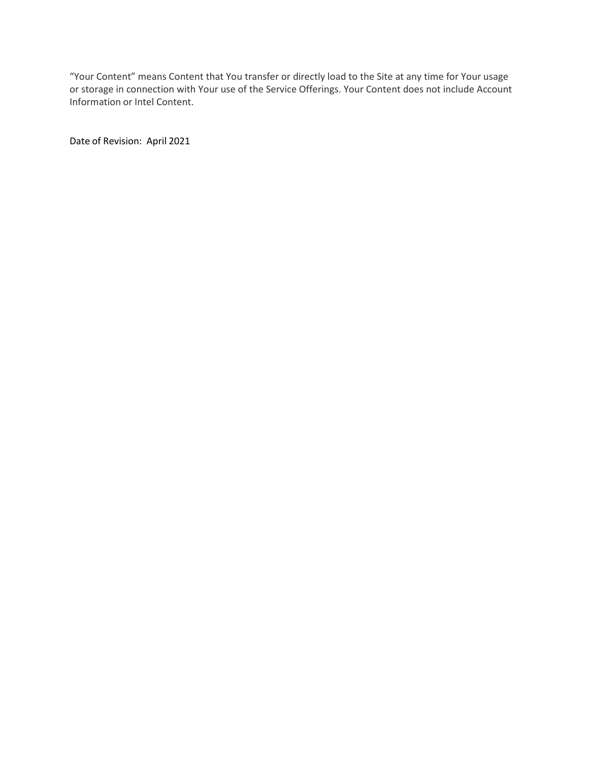"Your Content" means Content that You transfer or directly load to the Site at any time for Your usage or storage in connection with Your use of the Service Offerings. Your Content does not include Account Information or Intel Content.

Date of Revision: April 2021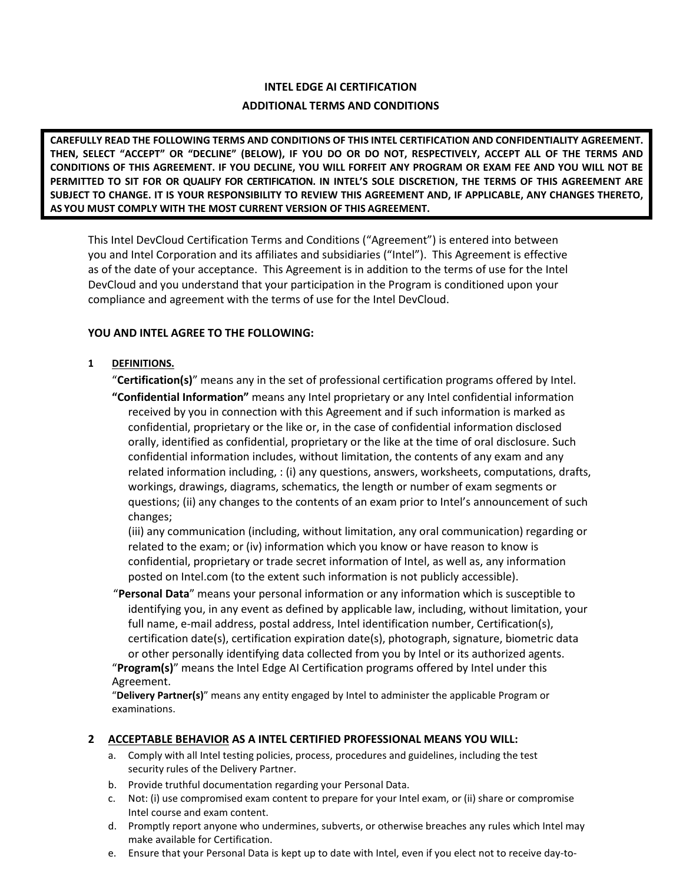**INTEL EDGE AI CERTIFICATION**

**ADDITIONAL TERMS AND CONDITIONS**

**CAREFULLY READ THE FOLLOWING TERMS AND CONDITIONS OF THIS INTEL CERTIFICATION AND CONFIDENTIALITY AGREEMENT. THEN, SELECT "ACCEPT" OR "DECLINE" (BELOW), IF YOU DO OR DO NOT, RESPECTIVELY, ACCEPT ALL OF THE TERMS AND CONDITIONS OF THIS AGREEMENT. IF YOU DECLINE, YOU WILL FORFEIT ANY PROGRAM OR EXAM FEE AND YOU WILL NOT BE PERMITTED TO SIT FOR OR QUALIFY FOR CERTIFICATION. IN INTEL'S SOLE DISCRETION, THE TERMS OF THIS AGREEMENT ARE SUBJECT TO CHANGE. IT IS YOUR RESPONSIBILITY TO REVIEW THIS AGREEMENT AND, IF APPLICABLE, ANY CHANGES THERETO, AS YOU MUST COMPLY WITH THE MOST CURRENT VERSION OF THIS AGREEMENT.**

This Intel DevCloud Certification Terms and Conditions ("Agreement") is entered into between you and Intel Corporation and its affiliates and subsidiaries ("Intel"). This Agreement is effective as of the date of your acceptance. This Agreement is in addition to the terms of use for the Intel DevCloud and you understand that your participation in the Program is conditioned upon your compliance and agreement with the terms of use for the Intel DevCloud.

**YOU AND INTEL AGREE TO THE FOLLOWING:**

**1 DEFINITIONS.**

"**Certification(s)**" means any in the set of professional certification programs offered by Intel.

**"Confidential Information"** means any Intel proprietary or any Intel confidential information received by you in connection with this Agreement and if such information is marked as confidential, proprietary or the like or, in the case of confidential information disclosed orally, identified as confidential, proprietary or the like at the time of oral disclosure. Such confidential information includes, without limitation, the contents of any exam and any related information including, : (i) any questions, answers, worksheets, computations, drafts, workings, drawings, diagrams, schematics, the length or number of exam segments or questions; (ii) any changes to the contents of an exam prior to Intel's announcement of such changes;
(iii) any communication (including, without limitation, any oral communication) regarding or related to the exam; or (iv) information which you know or have reason to know is confidential, proprietary or trade secret information of Intel, as well as, any information posted on Intel.com (to the extent such information is not publicly accessible).

"**Personal Data**" means your personal information or any information which is susceptible to identifying you, in any event as defined by applicable law, including, without limitation, your full name, e-mail address, postal address, Intel identification number, Certification(s), certification date(s), certification expiration date(s), photograph, signature, biometric data or other personally identifying data collected from you by Intel or its authorized agents.

"**Program(s)**" means the Intel Edge AI Certification programs offered by Intel under this Agreement.

"**Delivery Partner(s)**" means any entity engaged by Intel to administer the applicable Program or examinations.

**2 ACCEPTABLE BEHAVIOR AS A INTEL CERTIFIED PROFESSIONAL MEANS YOU WILL:**

a. Comply with all Intel testing policies, process, procedures and guidelines, including the test security rules of the Delivery Partner.
b. Provide truthful documentation regarding your Personal Data.
c. Not: (i) use compromised exam content to prepare for your Intel exam, or (ii) share or compromise Intel course and exam content.
d. Promptly report anyone who undermines, subverts, or otherwise breaches any rules which Intel may make available for Certification.
e. Ensure that your Personal Data is kept up to date with Intel, even if you elect not to receive day-to-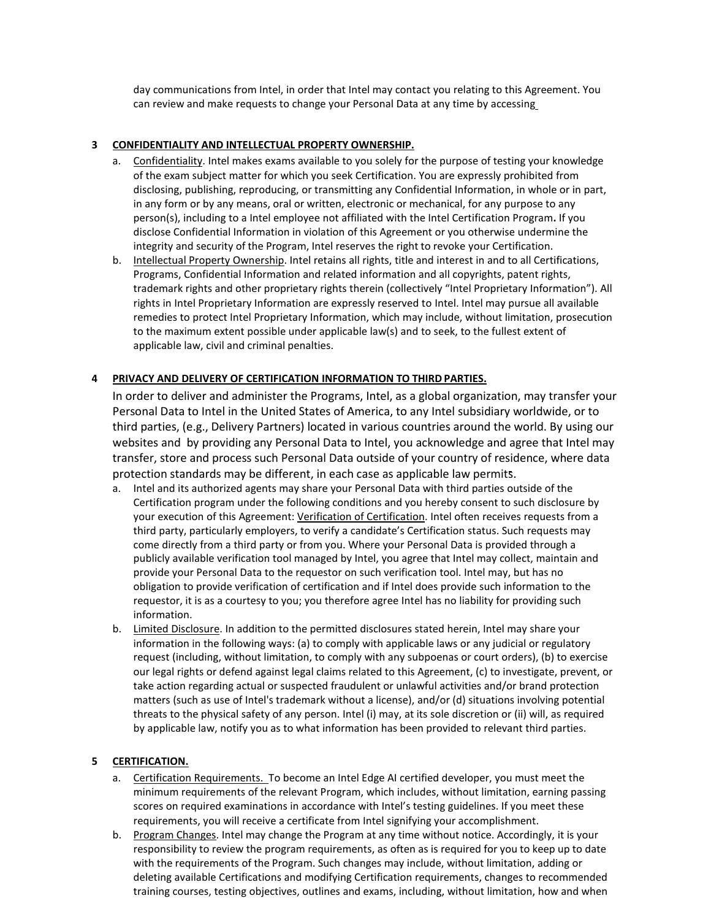day communications from Intel, in order that Intel may contact you relating to this Agreement. You can review and make requests to change your Personal Data at any time by accessing

## 3 CONFIDENTIALITY AND INTELLECTUAL PROPERTY OWNERSHIP.

a. Confidentiality. Intel makes exams available to you solely for the purpose of testing your knowledge of the exam subject matter for which you seek Certification. You are expressly prohibited from disclosing, publishing, reproducing, or transmitting any Confidential Information, in whole or in part, in any form or by any means, oral or written, electronic or mechanical, for any purpose to any person(s), including to a Intel employee not affiliated with the Intel Certification Program**.** If you disclose Confidential Information in violation of this Agreement or you otherwise undermine the integrity and security of the Program, Intel reserves the right to revoke your Certification.

b. Intellectual Property Ownership. Intel retains all rights, title and interest in and to all Certifications, Programs, Confidential Information and related information and all copyrights, patent rights, trademark rights and other proprietary rights therein (collectively "Intel Proprietary Information"). All rights in Intel Proprietary Information are expressly reserved to Intel. Intel may pursue all available remedies to protect Intel Proprietary Information, which may include, without limitation, prosecution to the maximum extent possible under applicable law(s) and to seek, to the fullest extent of applicable law, civil and criminal penalties.

## 4 PRIVACY AND DELIVERY OF CERTIFICATION INFORMATION TO THIRD PARTIES.

In order to deliver and administer the Programs, Intel, as a global organization, may transfer your Personal Data to Intel in the United States of America, to any Intel subsidiary worldwide, or to third parties, (e.g., Delivery Partners) located in various countries around the world. By using our websites and by providing any Personal Data to Intel, you acknowledge and agree that Intel may transfer, store and process such Personal Data outside of your country of residence, where data protection standards may be different, in each case as applicable law permits.

a. Intel and its authorized agents may share your Personal Data with third parties outside of the Certification program under the following conditions and you hereby consent to such disclosure by your execution of this Agreement: Verification of Certification. Intel often receives requests from a third party, particularly employers, to verify a candidate's Certification status. Such requests may come directly from a third party or from you. Where your Personal Data is provided through a publicly available verification tool managed by Intel, you agree that Intel may collect, maintain and provide your Personal Data to the requestor on such verification tool. Intel may, but has no obligation to provide verification of certification and if Intel does provide such information to the requestor, it is as a courtesy to you; you therefore agree Intel has no liability for providing such information.

b. Limited Disclosure. In addition to the permitted disclosures stated herein, Intel may share your information in the following ways: (a) to comply with applicable laws or any judicial or regulatory request (including, without limitation, to comply with any subpoenas or court orders), (b) to exercise our legal rights or defend against legal claims related to this Agreement, (c) to investigate, prevent, or take action regarding actual or suspected fraudulent or unlawful activities and/or brand protection matters (such as use of Intel's trademark without a license), and/or (d) situations involving potential threats to the physical safety of any person. Intel (i) may, at its sole discretion or (ii) will, as required by applicable law, notify you as to what information has been provided to relevant third parties.

## 5 CERTIFICATION.

a. Certification Requirements. To become an Intel Edge AI certified developer, you must meet the minimum requirements of the relevant Program, which includes, without limitation, earning passing scores on required examinations in accordance with Intel's testing guidelines. If you meet these requirements, you will receive a certificate from Intel signifying your accomplishment.

b. Program Changes. Intel may change the Program at any time without notice. Accordingly, it is your responsibility to review the program requirements, as often as is required for you to keep up to date with the requirements of the Program. Such changes may include, without limitation, adding or deleting available Certifications and modifying Certification requirements, changes to recommended training courses, testing objectives, outlines and exams, including, without limitation, how and when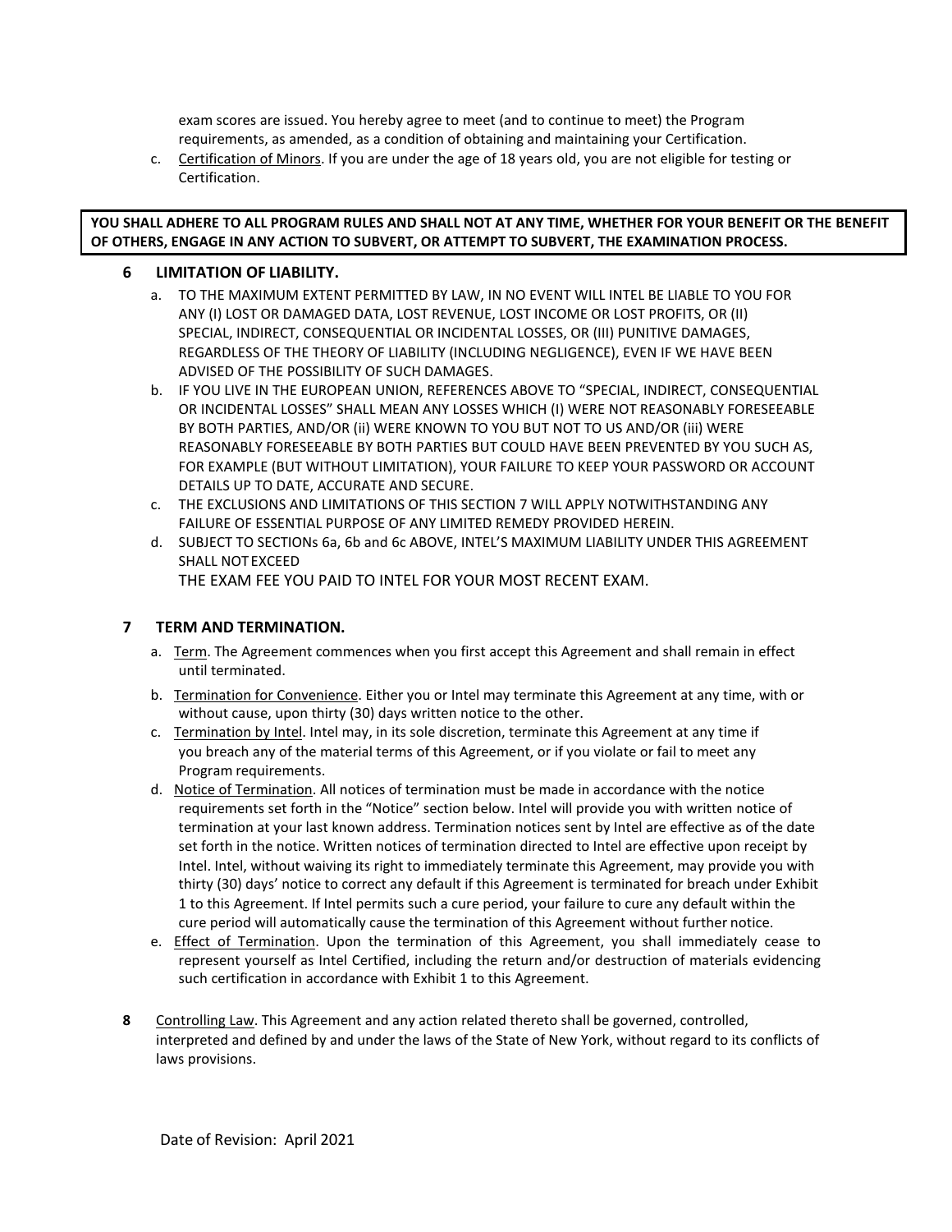exam scores are issued. You hereby agree to meet (and to continue to meet) the Program requirements, as amended, as a condition of obtaining and maintaining your Certification.

c. Certification of Minors. If you are under the age of 18 years old, you are not eligible for testing or Certification.

**YOU SHALL ADHERE TO ALL PROGRAM RULES AND SHALL NOT AT ANY TIME, WHETHER FOR YOUR BENEFIT OR THE BENEFIT OF OTHERS, ENGAGE IN ANY ACTION TO SUBVERT, OR ATTEMPT TO SUBVERT, THE EXAMINATION PROCESS.**

## 6 LIMITATION OF LIABILITY.

a. TO THE MAXIMUM EXTENT PERMITTED BY LAW, IN NO EVENT WILL INTEL BE LIABLE TO YOU FOR ANY (I) LOST OR DAMAGED DATA, LOST REVENUE, LOST INCOME OR LOST PROFITS, OR (II) SPECIAL, INDIRECT, CONSEQUENTIAL OR INCIDENTAL LOSSES, OR (III) PUNITIVE DAMAGES, REGARDLESS OF THE THEORY OF LIABILITY (INCLUDING NEGLIGENCE), EVEN IF WE HAVE BEEN ADVISED OF THE POSSIBILITY OF SUCH DAMAGES.

b. IF YOU LIVE IN THE EUROPEAN UNION, REFERENCES ABOVE TO "SPECIAL, INDIRECT, CONSEQUENTIAL OR INCIDENTAL LOSSES" SHALL MEAN ANY LOSSES WHICH (I) WERE NOT REASONABLY FORESEEABLE BY BOTH PARTIES, AND/OR (ii) WERE KNOWN TO YOU BUT NOT TO US AND/OR (iii) WERE REASONABLY FORESEEABLE BY BOTH PARTIES BUT COULD HAVE BEEN PREVENTED BY YOU SUCH AS, FOR EXAMPLE (BUT WITHOUT LIMITATION), YOUR FAILURE TO KEEP YOUR PASSWORD OR ACCOUNT DETAILS UP TO DATE, ACCURATE AND SECURE.

c. THE EXCLUSIONS AND LIMITATIONS OF THIS SECTION 7 WILL APPLY NOTWITHSTANDING ANY FAILURE OF ESSENTIAL PURPOSE OF ANY LIMITED REMEDY PROVIDED HEREIN.

d. SUBJECT TO SECTIONs 6a, 6b and 6c ABOVE, INTEL'S MAXIMUM LIABILITY UNDER THIS AGREEMENT SHALL NOT EXCEED THE EXAM FEE YOU PAID TO INTEL FOR YOUR MOST RECENT EXAM.

## 7 TERM AND TERMINATION.

a. Term. The Agreement commences when you first accept this Agreement and shall remain in effect until terminated.

b. Termination for Convenience. Either you or Intel may terminate this Agreement at any time, with or without cause, upon thirty (30) days written notice to the other.

c. Termination by Intel. Intel may, in its sole discretion, terminate this Agreement at any time if you breach any of the material terms of this Agreement, or if you violate or fail to meet any Program requirements.

d. Notice of Termination. All notices of termination must be made in accordance with the notice requirements set forth in the "Notice" section below. Intel will provide you with written notice of termination at your last known address. Termination notices sent by Intel are effective as of the date set forth in the notice. Written notices of termination directed to Intel are effective upon receipt by Intel. Intel, without waiving its right to immediately terminate this Agreement, may provide you with thirty (30) days' notice to correct any default if this Agreement is terminated for breach under Exhibit 1 to this Agreement. If Intel permits such a cure period, your failure to cure any default within the cure period will automatically cause the termination of this Agreement without further notice.

e. Effect of Termination. Upon the termination of this Agreement, you shall immediately cease to represent yourself as Intel Certified, including the return and/or destruction of materials evidencing such certification in accordance with Exhibit 1 to this Agreement.

**8** Controlling Law. This Agreement and any action related thereto shall be governed, controlled, interpreted and defined by and under the laws of the State of New York, without regard to its conflicts of laws provisions.

Date of Revision: April 2021